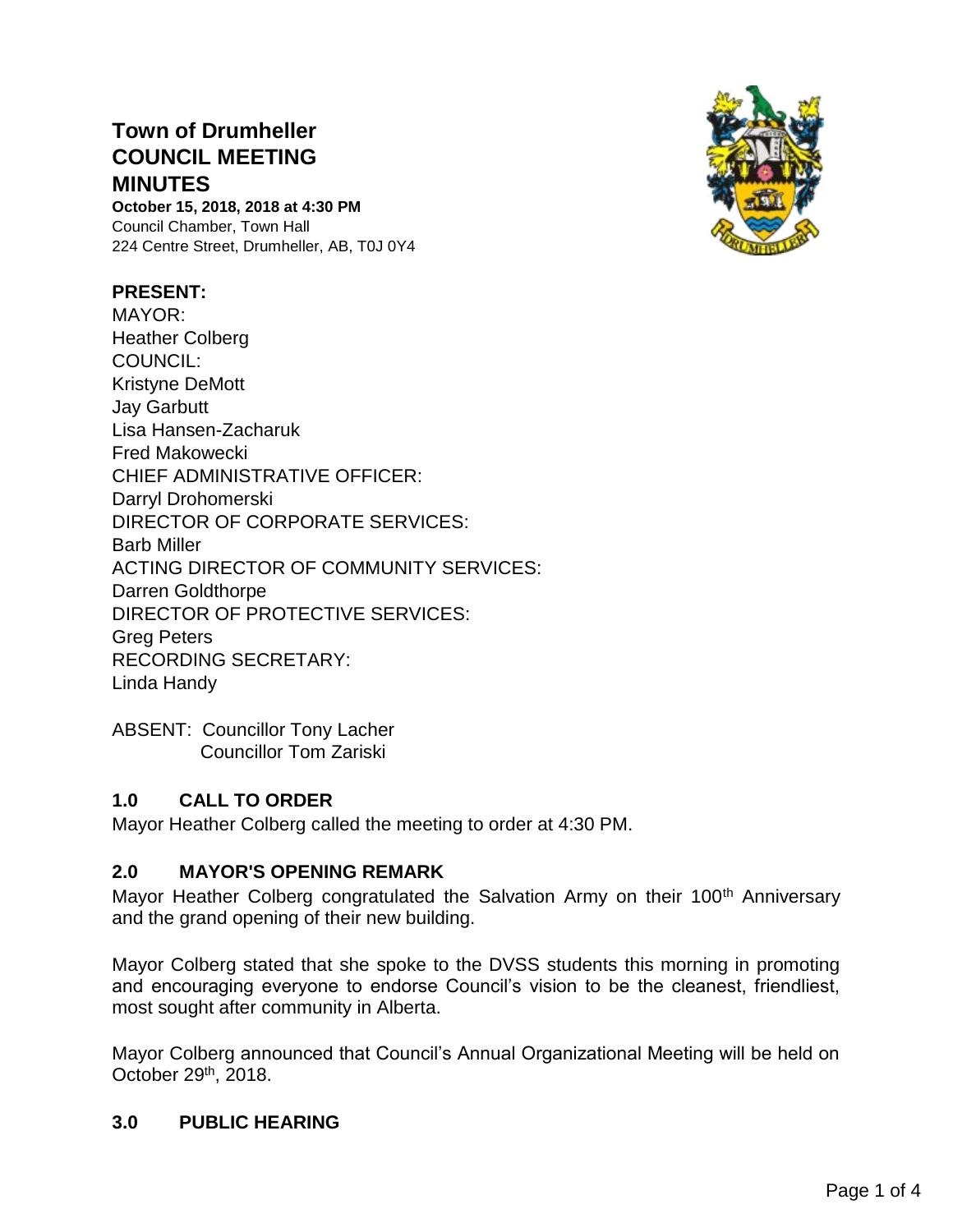# Town of Drumheller
# COUNCIL MEETING
# MINUTES

**October 15, 2018, 2018 at 4:30 PM**
Council Chamber, Town Hall
224 Centre Street, Drumheller, AB, T0J 0Y4

**PRESENT:**
MAYOR:
Heather Colberg
COUNCIL:
Kristyne DeMott
Jay Garbutt
Lisa Hansen-Zacharuk
Fred Makowecki
CHIEF ADMINISTRATIVE OFFICER:
Darryl Drohomerski
DIRECTOR OF CORPORATE SERVICES:
Barb Miller
ACTING DIRECTOR OF COMMUNITY SERVICES:
Darren Goldthorpe
DIRECTOR OF PROTECTIVE SERVICES:
Greg Peters
RECORDING SECRETARY:
Linda Handy

ABSENT: Councillor Tony Lacher
Councillor Tom Zariski

## 1.0 CALL TO ORDER

Mayor Heather Colberg called the meeting to order at 4:30 PM.

## 2.0 MAYOR'S OPENING REMARK

Mayor Heather Colberg congratulated the Salvation Army on their 100th Anniversary and the grand opening of their new building.

Mayor Colberg stated that she spoke to the DVSS students this morning in promoting and encouraging everyone to endorse Council's vision to be the cleanest, friendliest, most sought after community in Alberta.

Mayor Colberg announced that Council's Annual Organizational Meeting will be held on October 29th, 2018.

## 3.0 PUBLIC HEARING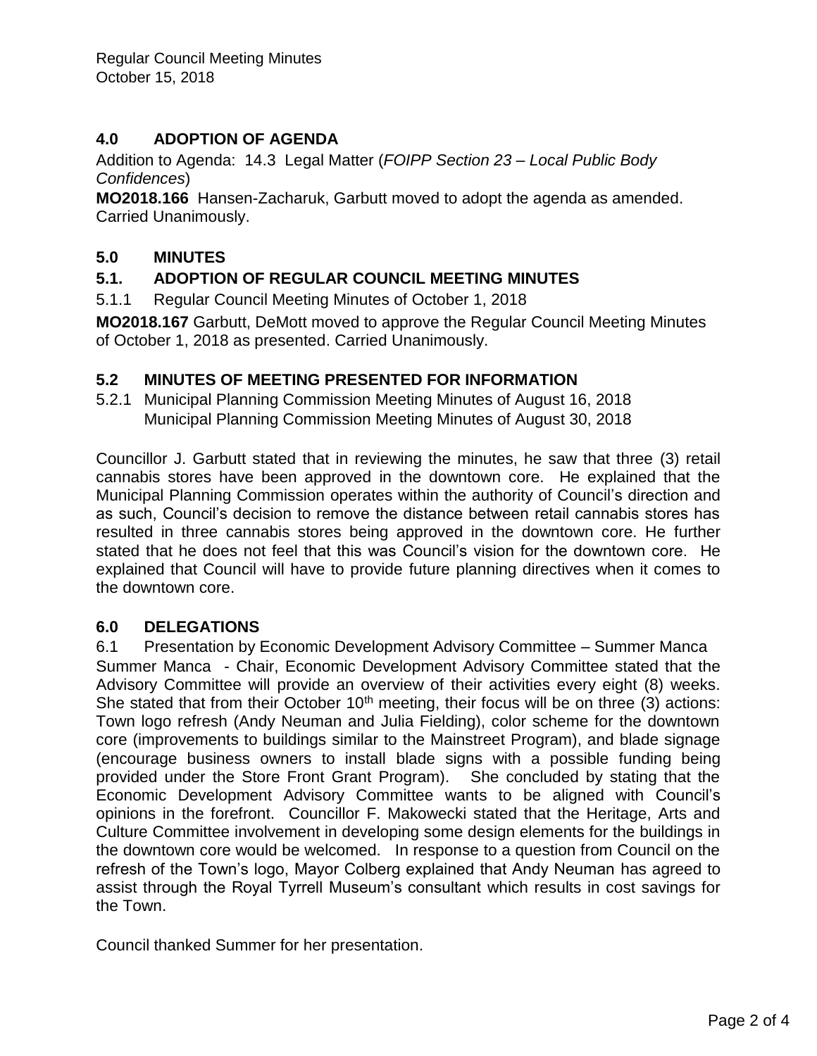## 4.0 ADOPTION OF AGENDA

Addition to Agenda: 14.3 Legal Matter (*FOIPP Section 23 – Local Public Body Confidences*)

**MO2018.166** Hansen-Zacharuk, Garbutt moved to adopt the agenda as amended. Carried Unanimously.

## 5.0 MINUTES

### 5.1. ADOPTION OF REGULAR COUNCIL MEETING MINUTES

5.1.1 Regular Council Meeting Minutes of October 1, 2018

**MO2018.167** Garbutt, DeMott moved to approve the Regular Council Meeting Minutes of October 1, 2018 as presented. Carried Unanimously.

### 5.2 MINUTES OF MEETING PRESENTED FOR INFORMATION

5.2.1 Municipal Planning Commission Meeting Minutes of August 16, 2018
Municipal Planning Commission Meeting Minutes of August 30, 2018

Councillor J. Garbutt stated that in reviewing the minutes, he saw that three (3) retail cannabis stores have been approved in the downtown core. He explained that the Municipal Planning Commission operates within the authority of Council's direction and as such, Council's decision to remove the distance between retail cannabis stores has resulted in three cannabis stores being approved in the downtown core. He further stated that he does not feel that this was Council's vision for the downtown core. He explained that Council will have to provide future planning directives when it comes to the downtown core.

## 6.0 DELEGATIONS

6.1 Presentation by Economic Development Advisory Committee – Summer Manca

Summer Manca - Chair, Economic Development Advisory Committee stated that the Advisory Committee will provide an overview of their activities every eight (8) weeks. She stated that from their October 10th meeting, their focus will be on three (3) actions: Town logo refresh (Andy Neuman and Julia Fielding), color scheme for the downtown core (improvements to buildings similar to the Mainstreet Program), and blade signage (encourage business owners to install blade signs with a possible funding being provided under the Store Front Grant Program). She concluded by stating that the Economic Development Advisory Committee wants to be aligned with Council's opinions in the forefront. Councillor F. Makowecki stated that the Heritage, Arts and Culture Committee involvement in developing some design elements for the buildings in the downtown core would be welcomed. In response to a question from Council on the refresh of the Town's logo, Mayor Colberg explained that Andy Neuman has agreed to assist through the Royal Tyrrell Museum's consultant which results in cost savings for the Town.

Council thanked Summer for her presentation.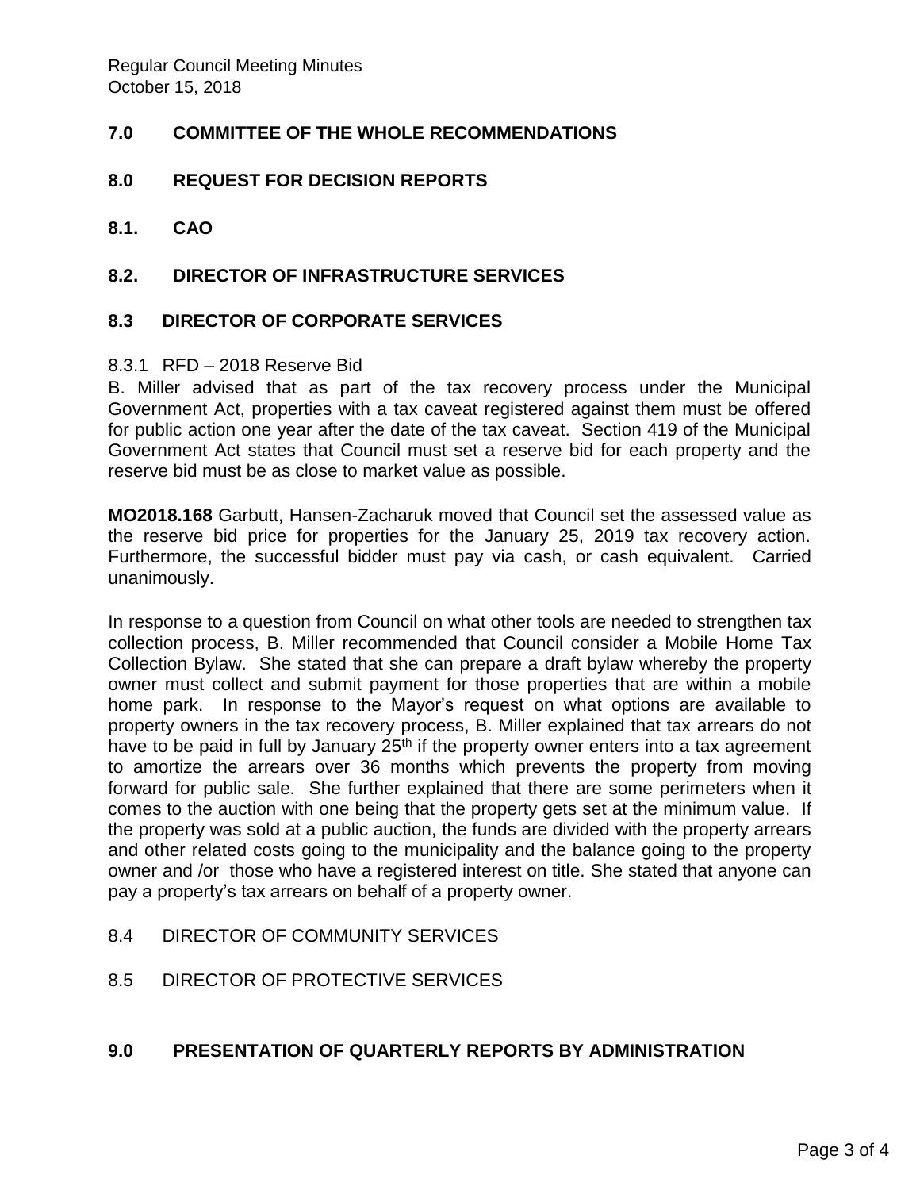## 7.0 COMMITTEE OF THE WHOLE RECOMMENDATIONS

## 8.0 REQUEST FOR DECISION REPORTS

## 8.1. CAO

## 8.2. DIRECTOR OF INFRASTRUCTURE SERVICES

## 8.3 DIRECTOR OF CORPORATE SERVICES

8.3.1 RFD – 2018 Reserve Bid

B. Miller advised that as part of the tax recovery process under the Municipal Government Act, properties with a tax caveat registered against them must be offered for public action one year after the date of the tax caveat. Section 419 of the Municipal Government Act states that Council must set a reserve bid for each property and the reserve bid must be as close to market value as possible.

**MO2018.168** Garbutt, Hansen-Zacharuk moved that Council set the assessed value as the reserve bid price for properties for the January 25, 2019 tax recovery action. Furthermore, the successful bidder must pay via cash, or cash equivalent. Carried unanimously.

In response to a question from Council on what other tools are needed to strengthen tax collection process, B. Miller recommended that Council consider a Mobile Home Tax Collection Bylaw. She stated that she can prepare a draft bylaw whereby the property owner must collect and submit payment for those properties that are within a mobile home park. In response to the Mayor's request on what options are available to property owners in the tax recovery process, B. Miller explained that tax arrears do not have to be paid in full by January 25th if the property owner enters into a tax agreement to amortize the arrears over 36 months which prevents the property from moving forward for public sale. She further explained that there are some perimeters when it comes to the auction with one being that the property gets set at the minimum value. If the property was sold at a public auction, the funds are divided with the property arrears and other related costs going to the municipality and the balance going to the property owner and /or those who have a registered interest on title. She stated that anyone can pay a property's tax arrears on behalf of a property owner.

## 8.4 DIRECTOR OF COMMUNITY SERVICES

## 8.5 DIRECTOR OF PROTECTIVE SERVICES

## 9.0 PRESENTATION OF QUARTERLY REPORTS BY ADMINISTRATION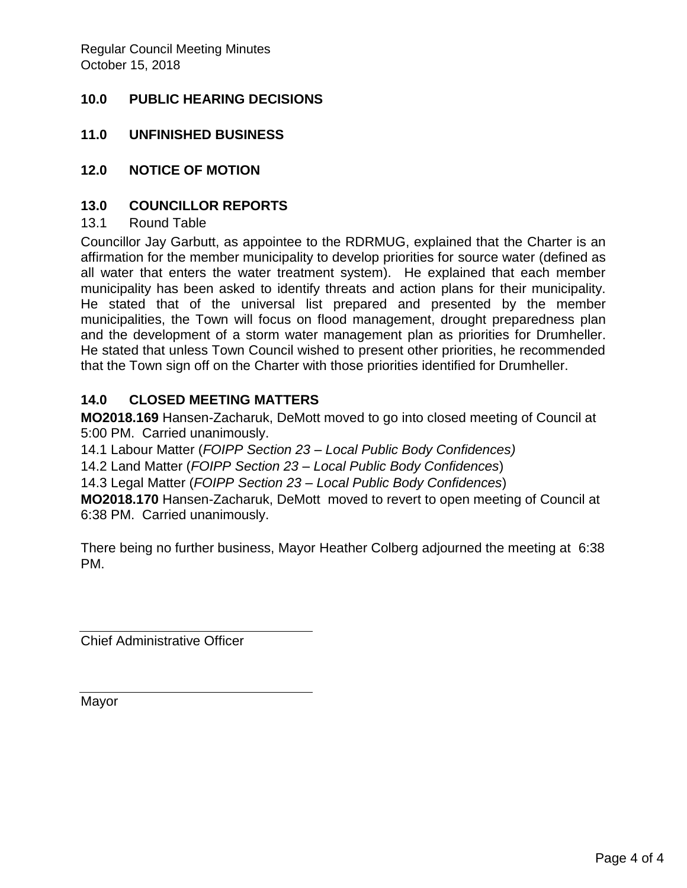## 10.0 PUBLIC HEARING DECISIONS

## 11.0 UNFINISHED BUSINESS

## 12.0 NOTICE OF MOTION

## 13.0 COUNCILLOR REPORTS

13.1 Round Table

Councillor Jay Garbutt, as appointee to the RDRMUG, explained that the Charter is an affirmation for the member municipality to develop priorities for source water (defined as all water that enters the water treatment system). He explained that each member municipality has been asked to identify threats and action plans for their municipality. He stated that of the universal list prepared and presented by the member municipalities, the Town will focus on flood management, drought preparedness plan and the development of a storm water management plan as priorities for Drumheller. He stated that unless Town Council wished to present other priorities, he recommended that the Town sign off on the Charter with those priorities identified for Drumheller.

## 14.0 CLOSED MEETING MATTERS

**MO2018.169** Hansen-Zacharuk, DeMott moved to go into closed meeting of Council at 5:00 PM. Carried unanimously.

14.1 Labour Matter (*FOIPP Section 23 – Local Public Body Confidences)*

14.2 Land Matter (*FOIPP Section 23 – Local Public Body Confidences*)

14.3 Legal Matter (*FOIPP Section 23 – Local Public Body Confidences*)

**MO2018.170** Hansen-Zacharuk, DeMott moved to revert to open meeting of Council at 6:38 PM. Carried unanimously.

There being no further business, Mayor Heather Colberg adjourned the meeting at 6:38 PM.

Chief Administrative Officer

Mayor